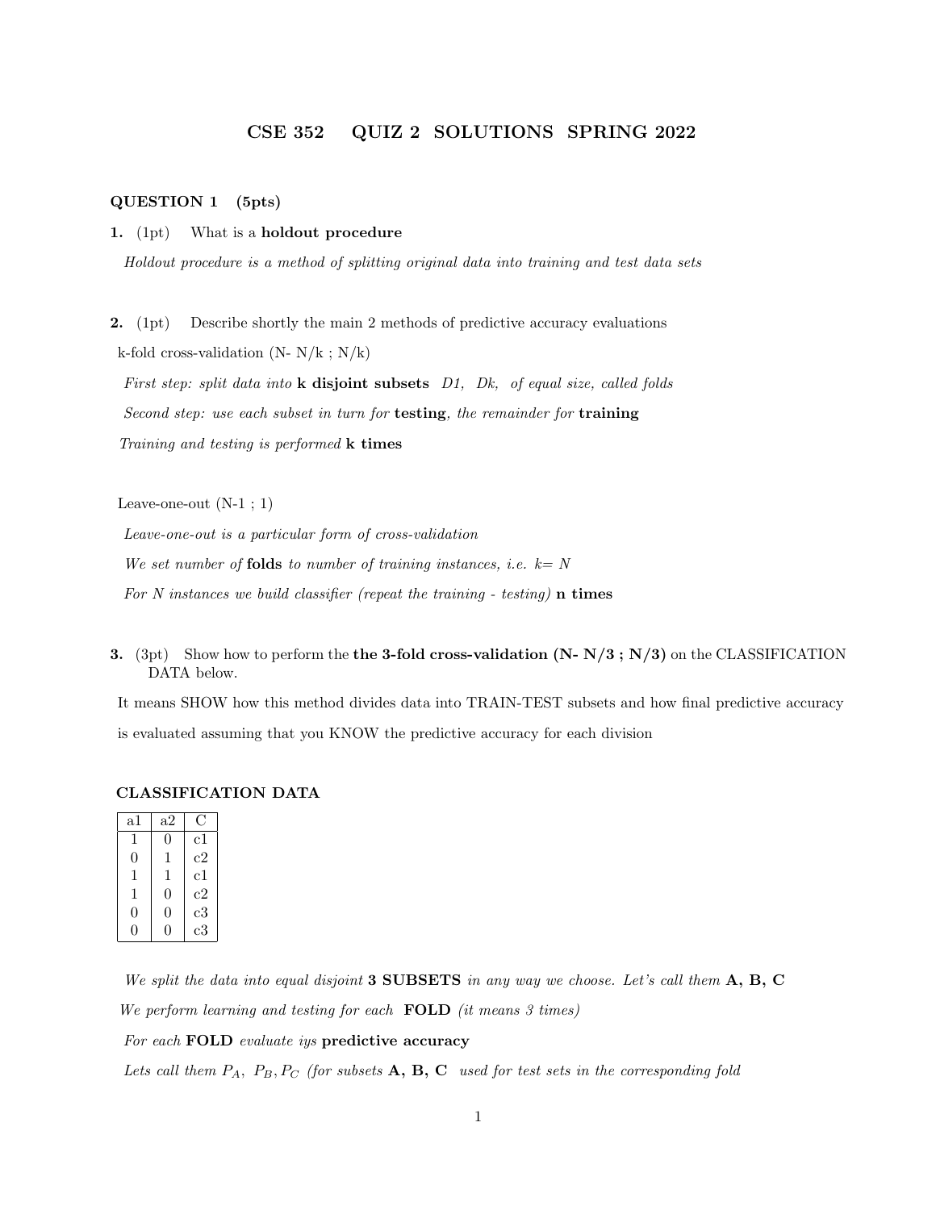# CSE 352 QUIZ 2 SOLUTIONS SPRING 2022

## QUESTION 1 (5pts)

**1.** (1pt) What is a **holdout procedure**

*Holdout procedure is a method of splitting original data into training and test data sets*

**2.** (1pt) Describe shortly the main 2 methods of predictive accuracy evaluations

k-fold cross-validation (N- N/k ; N/k)

*First step: split data into* **k disjoint subsets** *D1, Dk, of equal size, called folds*

*Second step: use each subset in turn for* **testing**, *the remainder for* **training**

*Training and testing is performed* **k times**

Leave-one-out (N-1 ; 1)

*Leave-one-out is a particular form of cross-validation*

*We set number of* **folds** *to number of training instances, i.e. k= N*

*For N instances we build classifier (repeat the training - testing)* **n times**

**3.** (3pt) Show how to perform the **the 3-fold cross-validation (N- N/3 ; N/3)** on the CLASSIFICATION DATA below.

It means SHOW how this method divides data into TRAIN-TEST subsets and how final predictive accuracy is evaluated assuming that you KNOW the predictive accuracy for each division

**CLASSIFICATION DATA**

| a1 | a2 | C |
|---|---|---|
| 1 | 0 | c1 |
| 0 | 1 | c2 |
| 1 | 1 | c1 |
| 1 | 0 | c2 |
| 0 | 0 | c3 |
| 0 | 0 | c3 |

*We split the data into equal disjoint* **3 SUBSETS** *in any way we choose. Let's call them* **A, B, C**

*We perform learning and testing for each* **FOLD** *(it means 3 times)*

*For each* **FOLD** *evaluate iys* **predictive accuracy**

*Lets call them* $P_A$, $P_B, P_C$ *(for subsets* **A, B, C** *used for test sets in the corresponding fold*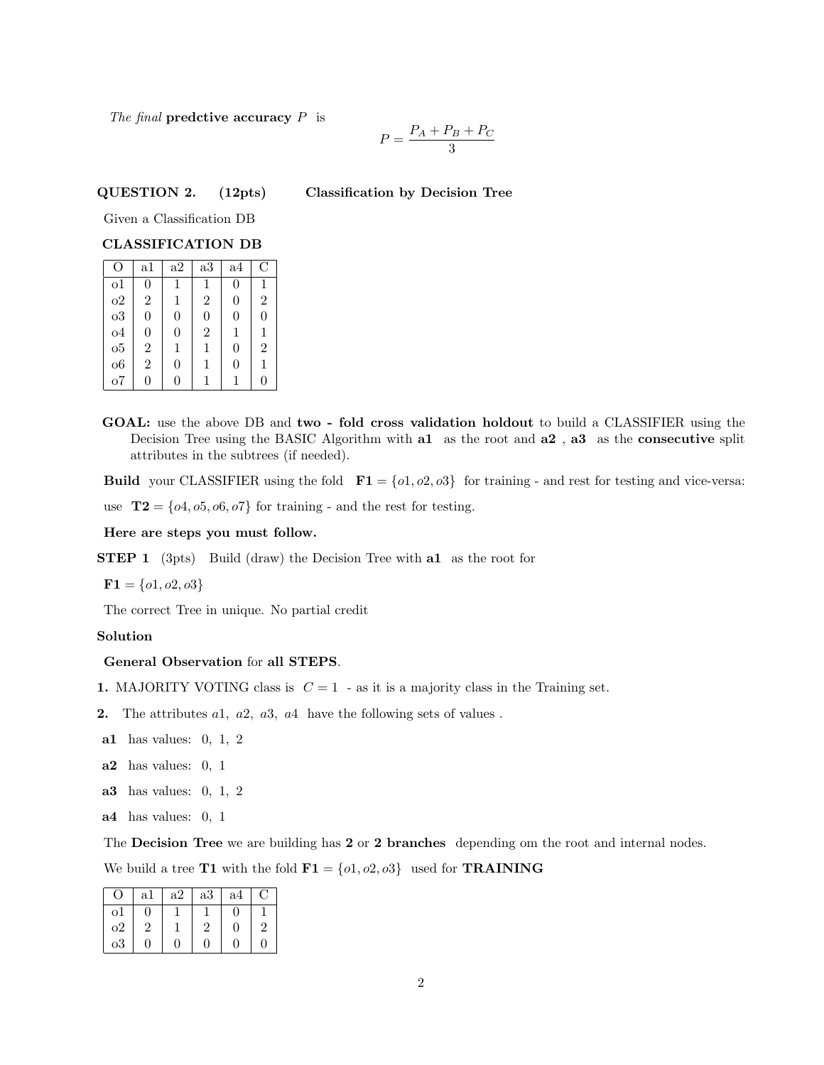*The final* **predctive accuracy** $P$ is

$$P = \frac{P_A + P_B + P_C}{3}$$

**QUESTION 2. (12pts) Classification by Decision Tree**

Given a Classification DB

**CLASSIFICATION DB**

| O | a1 | a2 | a3 | a4 | C |
|---|---|---|---|---|---|
| o1 | 0 | 1 | 1 | 0 | 1 |
| o2 | 2 | 1 | 2 | 0 | 2 |
| o3 | 0 | 0 | 0 | 0 | 0 |
| o4 | 0 | 0 | 2 | 1 | 1 |
| o5 | 2 | 1 | 1 | 0 | 2 |
| o6 | 2 | 0 | 1 | 0 | 1 |
| o7 | 0 | 0 | 1 | 1 | 0 |

**GOAL:** use the above DB and **two - fold cross validation holdout** to build a CLASSIFIER using the Decision Tree using the BASIC Algorithm with **a1** as the root and **a2** , **a3** as the **consecutive** split attributes in the subtrees (if needed).

**Build** your CLASSIFIER using the fold **F1** $= \{o1, o2, o3\}$ for training - and rest for testing and vice-versa:

use **T2** $= \{o4, o5, o6, o7\}$ for training - and the rest for testing.

**Here are steps you must follow.**

**STEP 1** (3pts) Build (draw) the Decision Tree with **a1** as the root for

**F1** $= \{o1, o2, o3\}$

The correct Tree in unique. No partial credit

**Solution**

**General Observation** for **all STEPS**.

**1.** MAJORITY VOTING class is $C = 1$ - as it is a majority class in the Training set.

**2.** The attributes $a1,\ a2,\ a3,\ a4$ have the following sets of values .

**a1** has values: 0, 1, 2

**a2** has values: 0, 1

**a3** has values: 0, 1, 2

**a4** has values: 0, 1

The **Decision Tree** we are building has **2** or **2 branches** depending om the root and internal nodes.

We build a tree **T1** with the fold **F1** $= \{o1, o2, o3\}$ used for **TRAINING**

| O | a1 | a2 | a3 | a4 | C |
|---|---|---|---|---|---|
| o1 | 0 | 1 | 1 | 0 | 1 |
| o2 | 2 | 1 | 2 | 0 | 2 |
| o3 | 0 | 0 | 0 | 0 | 0 |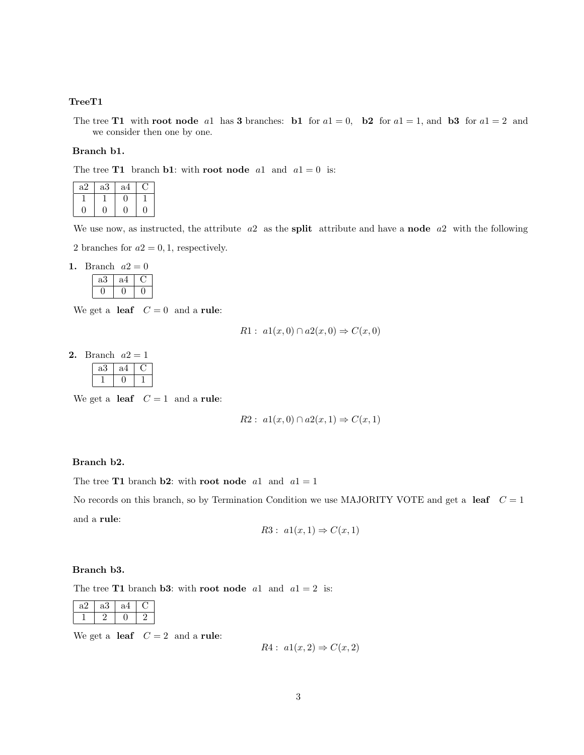**TreeT1**

The tree **T1** with **root node** $a1$ has **3** branches: **b1** for $a1 = 0$, **b2** for $a1 = 1$, and **b3** for $a1 = 2$ and we consider then one by one.

**Branch b1.**

The tree **T1** branch **b1**: with **root node** $a1$ and $a1 = 0$ is:

| a2 | a3 | a4 | C |
|---|---|---|---|
| 1 | 1 | 0 | 1 |
| 0 | 0 | 0 | 0 |

We use now, as instructed, the attribute $a2$ as the **split** attribute and have a **node** $a2$ with the following 2 branches for $a2 = 0, 1$, respectively.

**1.** Branch $a2 = 0$

| a3 | a4 | C |
|---|---|---|
| 0 | 0 | 0 |

We get a **leaf** $C = 0$ and a **rule**:

$$R1: \; a1(x, 0) \cap a2(x, 0) \Rightarrow C(x, 0)$$

**2.** Branch $a2 = 1$

| a3 | a4 | C |
|---|---|---|
| 1 | 0 | 1 |

We get a **leaf** $C = 1$ and a **rule**:

$$R2: \; a1(x, 0) \cap a2(x, 1) \Rightarrow C(x, 1)$$

**Branch b2.**

The tree **T1** branch **b2**: with **root node** $a1$ and $a1 = 1$

No records on this branch, so by Termination Condition we use MAJORITY VOTE and get a **leaf** $C = 1$ and a **rule**:

$$R3: \; a1(x, 1) \Rightarrow C(x, 1)$$

**Branch b3.**

The tree **T1** branch **b3**: with **root node** $a1$ and $a1 = 2$ is:

| a2 | a3 | a4 | C |
|---|---|---|---|
| 1 | 2 | 0 | 2 |

We get a **leaf** $C = 2$ and a **rule**:

$$R4: \; a1(x, 2) \Rightarrow C(x, 2)$$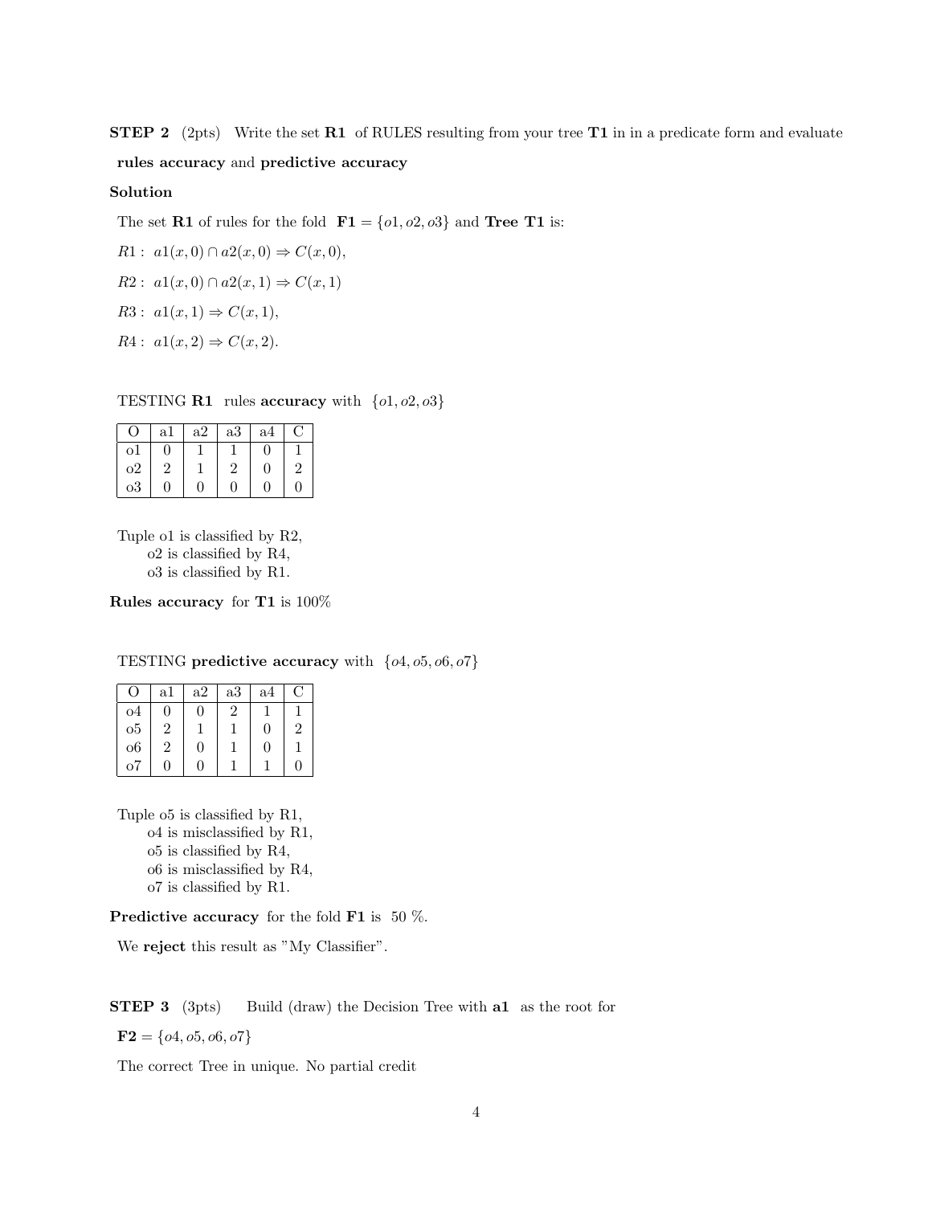**STEP 2** (2pts) Write the set **R1** of RULES resulting from your tree **T1** in in a predicate form and evaluate **rules accuracy** and **predictive accuracy**

**Solution**

The set **R1** of rules for the fold $\mathbf{F1} = \{o1, o2, o3\}$ and **Tree T1** is:

$R1: \; a1(x,0) \cap a2(x,0) \Rightarrow C(x,0),$

$R2: \; a1(x,0) \cap a2(x,1) \Rightarrow C(x,1)$

$R3: \; a1(x,1) \Rightarrow C(x,1),$

$R4: \; a1(x,2) \Rightarrow C(x,2).$

TESTING **R1** rules **accuracy** with $\{o1, o2, o3\}$

| O | a1 | a2 | a3 | a4 | C |
|---|---|---|---|---|---|
| o1 | 0 | 1 | 1 | 0 | 1 |
| o2 | 2 | 1 | 2 | 0 | 2 |
| o3 | 0 | 0 | 0 | 0 | 0 |

Tuple o1 is classified by R2,
o2 is classified by R4,
o3 is classified by R1.

**Rules accuracy** for **T1** is 100%

TESTING **predictive accuracy** with $\{o4, o5, o6, o7\}$

| O | a1 | a2 | a3 | a4 | C |
|---|---|---|---|---|---|
| o4 | 0 | 0 | 2 | 1 | 1 |
| o5 | 2 | 1 | 1 | 0 | 2 |
| o6 | 2 | 0 | 1 | 0 | 1 |
| o7 | 0 | 0 | 1 | 1 | 0 |

Tuple o5 is classified by R1,
o4 is misclassified by R1,
o5 is classified by R4,
o6 is misclassified by R4,
o7 is classified by R1.

**Predictive accuracy** for the fold **F1** is 50 %.

We **reject** this result as "My Classifier".

**STEP 3** (3pts) Build (draw) the Decision Tree with **a1** as the root for

$\mathbf{F2} = \{o4, o5, o6, o7\}$

The correct Tree in unique. No partial credit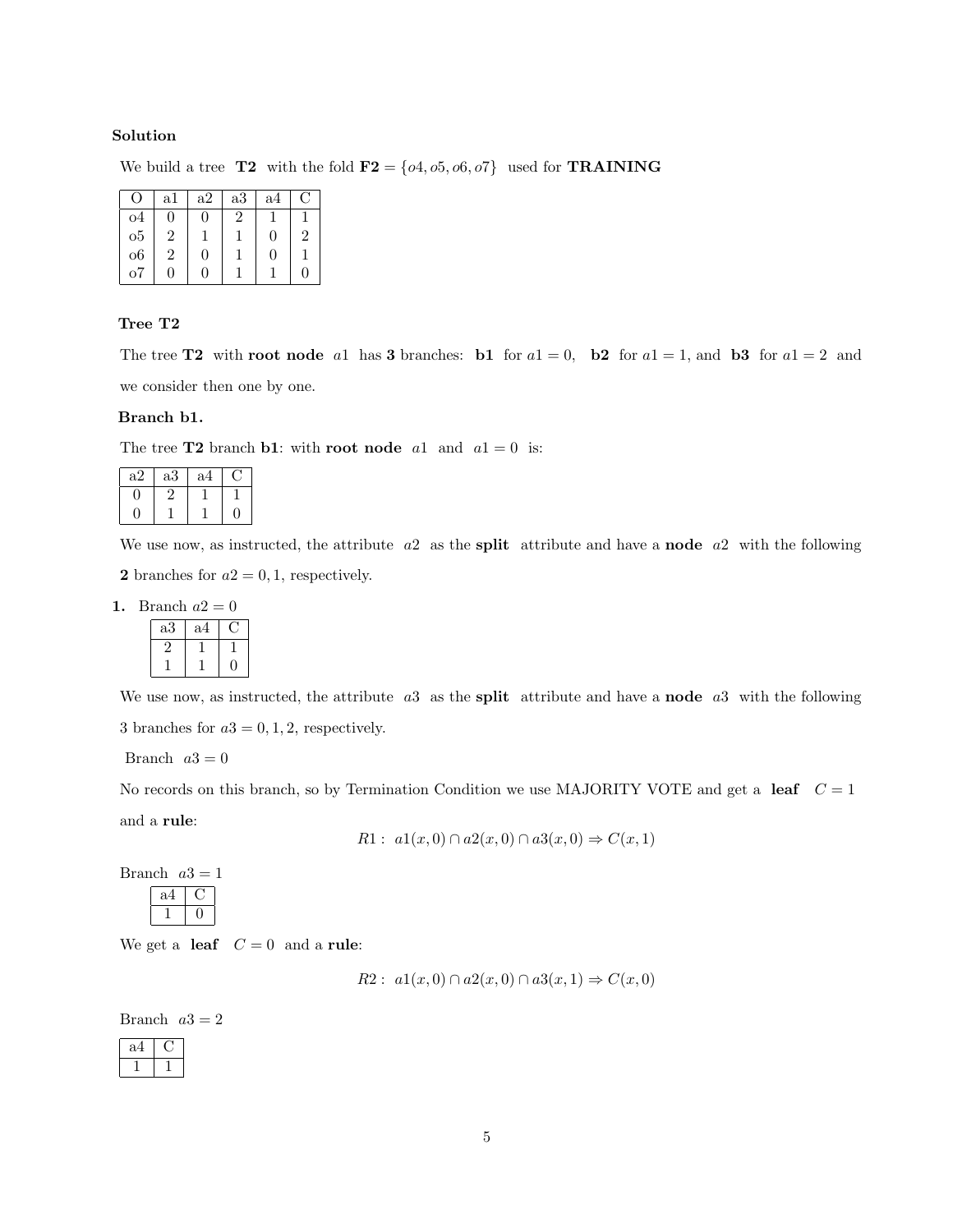**Solution**

We build a tree **T2** with the fold $\mathbf{F2} = \{o4, o5, o6, o7\}$ used for **TRAINING**

| O | a1 | a2 | a3 | a4 | C |
|---|---|---|---|---|---|
| o4 | 0 | 0 | 2 | 1 | 1 |
| o5 | 2 | 1 | 1 | 0 | 2 |
| o6 | 2 | 0 | 1 | 0 | 1 |
| o7 | 0 | 0 | 1 | 1 | 0 |

**Tree T2**

The tree **T2** with **root node** $a1$ has **3** branches: **b1** for $a1 = 0$, **b2** for $a1 = 1$, and **b3** for $a1 = 2$ and we consider then one by one.

**Branch b1.**

The tree **T2** branch **b1**: with **root node** $a1$ and $a1 = 0$ is:

| a2 | a3 | a4 | C |
|---|---|---|---|
| 0 | 2 | 1 | 1 |
| 0 | 1 | 1 | 0 |

We use now, as instructed, the attribute $a2$ as the **split** attribute and have a **node** $a2$ with the following **2** branches for $a2 = 0, 1$, respectively.

**1.** Branch $a2 = 0$

| a3 | a4 | C |
|---|---|---|
| 2 | 1 | 1 |
| 1 | 1 | 0 |

We use now, as instructed, the attribute $a3$ as the **split** attribute and have a **node** $a3$ with the following 3 branches for $a3 = 0, 1, 2$, respectively.

Branch $a3 = 0$

No records on this branch, so by Termination Condition we use MAJORITY VOTE and get a **leaf** $C = 1$ and a **rule**:

$$R1: \ a1(x,0) \cap a2(x,0) \cap a3(x,0) \Rightarrow C(x,1)$$

Branch $a3 = 1$

| a4 | C |
|---|---|
| 1 | 0 |

We get a **leaf** $C = 0$ and a **rule**:

$$R2: \ a1(x,0) \cap a2(x,0) \cap a3(x,1) \Rightarrow C(x,0)$$

Branch $a3 = 2$

| a4 | C |
|---|---|
| 1 | 1 |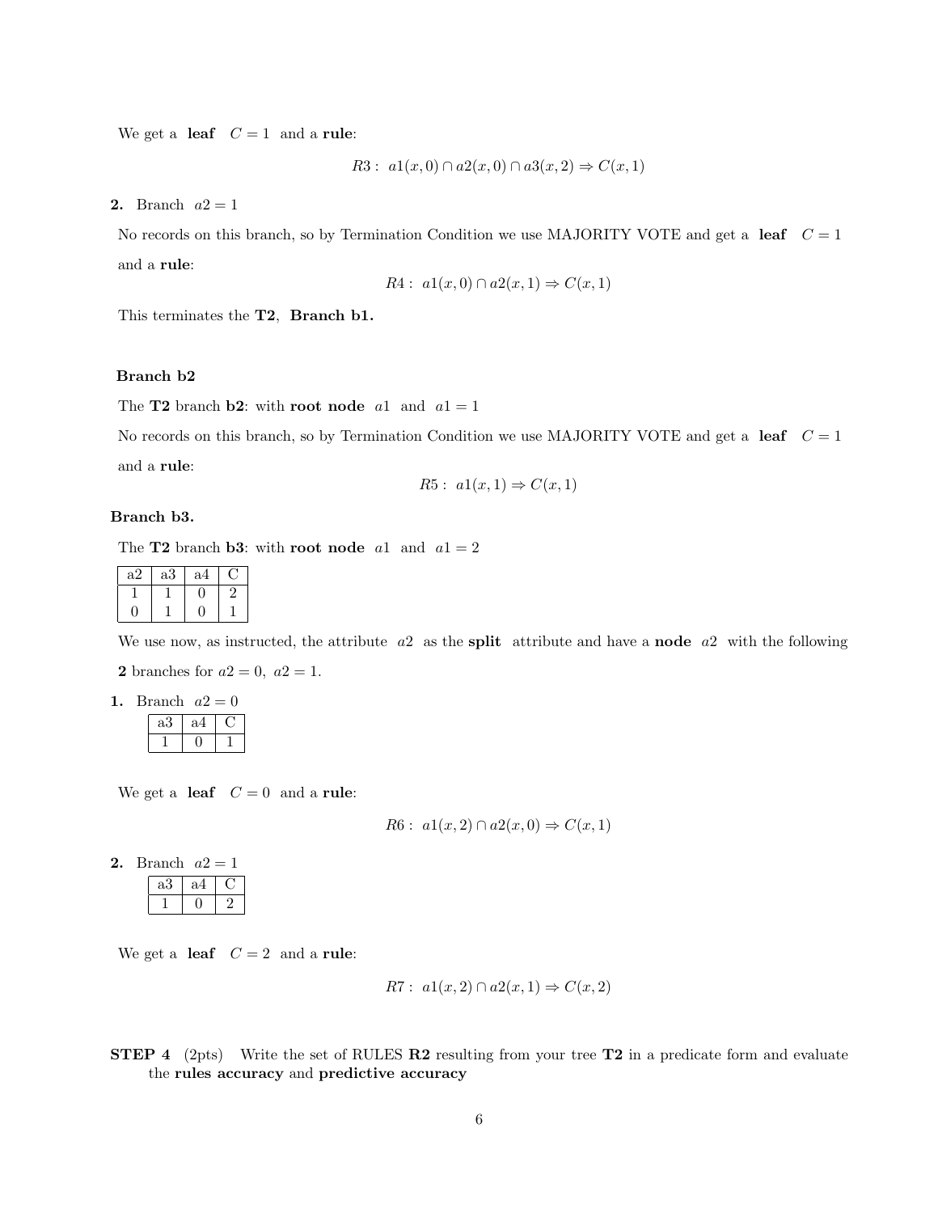We get a **leaf** $C = 1$ and a **rule**:

$$R3: \ a1(x, 0) \cap a2(x, 0) \cap a3(x, 2) \Rightarrow C(x, 1)$$

**2.** Branch $a2 = 1$

No records on this branch, so by Termination Condition we use MAJORITY VOTE and get a **leaf** $C = 1$ and a **rule**:

$$R4: \ a1(x, 0) \cap a2(x, 1) \Rightarrow C(x, 1)$$

This terminates the **T2**, **Branch b1.**

**Branch b2**

The **T2** branch **b2**: with **root node** $a1$ and $a1 = 1$

No records on this branch, so by Termination Condition we use MAJORITY VOTE and get a **leaf** $C = 1$ and a **rule**:

$$R5: \ a1(x, 1) \Rightarrow C(x, 1)$$

**Branch b3.**

The **T2** branch **b3**: with **root node** $a1$ and $a1 = 2$

| a2 | a3 | a4 | C |
|---|---|---|---|
| 1 | 1 | 0 | 2 |
| 0 | 1 | 0 | 1 |

We use now, as instructed, the attribute $a2$ as the **split** attribute and have a **node** $a2$ with the following **2** branches for $a2 = 0$, $a2 = 1$.

**1.** Branch $a2 = 0$

| a3 | a4 | C |
|---|---|---|
| 1 | 0 | 1 |

We get a **leaf** $C = 0$ and a **rule**:

$$R6: \ a1(x, 2) \cap a2(x, 0) \Rightarrow C(x, 1)$$

**2.** Branch $a2 = 1$

| a3 | a4 | C |
|---|---|---|
| 1 | 0 | 2 |

We get a **leaf** $C = 2$ and a **rule**:

$$R7: \ a1(x, 2) \cap a2(x, 1) \Rightarrow C(x, 2)$$

**STEP 4** (2pts) Write the set of RULES **R2** resulting from your tree **T2** in a predicate form and evaluate the **rules accuracy** and **predictive accuracy**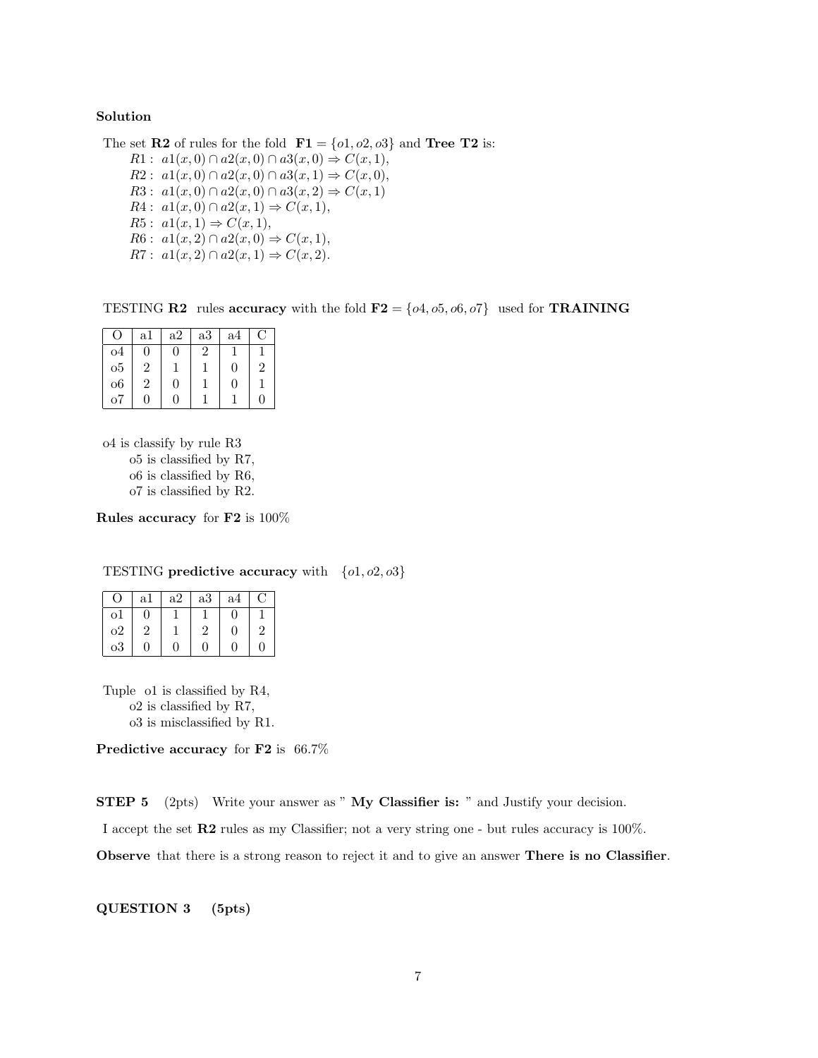**Solution**

The set **R2** of rules for the fold **F1** $= \{o1, o2, o3\}$ and **Tree T2** is:

$R1:\ a1(x,0) \cap a2(x,0) \cap a3(x,0) \Rightarrow C(x,1)$,
$R2:\ a1(x,0) \cap a2(x,0) \cap a3(x,1) \Rightarrow C(x,0)$,
$R3:\ a1(x,0) \cap a2(x,0) \cap a3(x,2) \Rightarrow C(x,1)$
$R4:\ a1(x,0) \cap a2(x,1) \Rightarrow C(x,1)$,
$R5:\ a1(x,1) \Rightarrow C(x,1)$,
$R6:\ a1(x,2) \cap a2(x,0) \Rightarrow C(x,1)$,
$R7:\ a1(x,2) \cap a2(x,1) \Rightarrow C(x,2)$.

TESTING **R2** rules **accuracy** with the fold **F2** $= \{o4, o5, o6, o7\}$ used for **TRAINING**

| O | a1 | a2 | a3 | a4 | C |
|---|---|---|---|---|---|
| o4 | 0 | 0 | 2 | 1 | 1 |
| o5 | 2 | 1 | 1 | 0 | 2 |
| o6 | 2 | 0 | 1 | 0 | 1 |
| o7 | 0 | 0 | 1 | 1 | 0 |

o4 is classify by rule R3
o5 is classified by R7,
o6 is classified by R6,
o7 is classified by R2.

**Rules accuracy** for **F2** is 100%

TESTING **predictive accuracy** with $\{o1, o2, o3\}$

| O | a1 | a2 | a3 | a4 | C |
|---|---|---|---|---|---|
| o1 | 0 | 1 | 1 | 0 | 1 |
| o2 | 2 | 1 | 2 | 0 | 2 |
| o3 | 0 | 0 | 0 | 0 | 0 |

Tuple o1 is classified by R4,
o2 is classified by R7,
o3 is misclassified by R1.

**Predictive accuracy** for **F2** is 66.7%

**STEP 5** (2pts) Write your answer as " **My Classifier is:** " and Justify your decision.

I accept the set **R2** rules as my Classifier; not a very string one - but rules accuracy is 100%.

**Observe** that there is a strong reason to reject it and to give an answer **There is no Classifier**.

**QUESTION 3 (5pts)**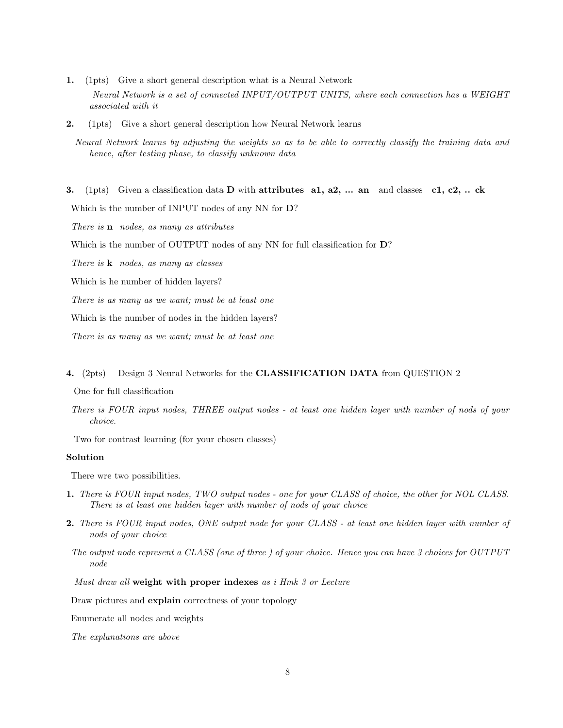**1.** (1pts) Give a short general description what is a Neural Network

*Neural Network is a set of connected INPUT/OUTPUT UNITS, where each connection has a WEIGHT associated with it*

**2.** (1pts) Give a short general description how Neural Network learns

*Neural Network learns by adjusting the weights so as to be able to correctly classify the training data and hence, after testing phase, to classify unknown data*

**3.** (1pts) Given a classification data **D** with **attributes a1, a2, ... an** and classes **c1, c2, .. ck**

Which is the number of INPUT nodes of any NN for **D**?

*There is* **n** *nodes, as many as attributes*

Which is the number of OUTPUT nodes of any NN for full classification for **D**?

*There is* **k** *nodes, as many as classes*

Which is he number of hidden layers?

*There is as many as we want; must be at least one*

Which is the number of nodes in the hidden layers?

*There is as many as we want; must be at least one*

**4.** (2pts) Design 3 Neural Networks for the **CLASSIFICATION DATA** from QUESTION 2

One for full classification

*There is FOUR input nodes, THREE output nodes - at least one hidden layer with number of nods of your choice.*

Two for contrast learning (for your chosen classes)

**Solution**

There wre two possibilities.

**1.** *There is FOUR input nodes, TWO output nodes - one for your CLASS of choice, the other for NOL CLASS. There is at least one hidden layer with number of nods of your choice*

**2.** *There is FOUR input nodes, ONE output node for your CLASS - at least one hidden layer with number of nods of your choice*

*The output node represent a CLASS (one of three ) of your choice. Hence you can have 3 choices for OUTPUT node*

*Must draw all* **weight with proper indexes** *as i Hmk 3 or Lecture*

Draw pictures and **explain** correctness of your topology

Enumerate all nodes and weights

*The explanations are above*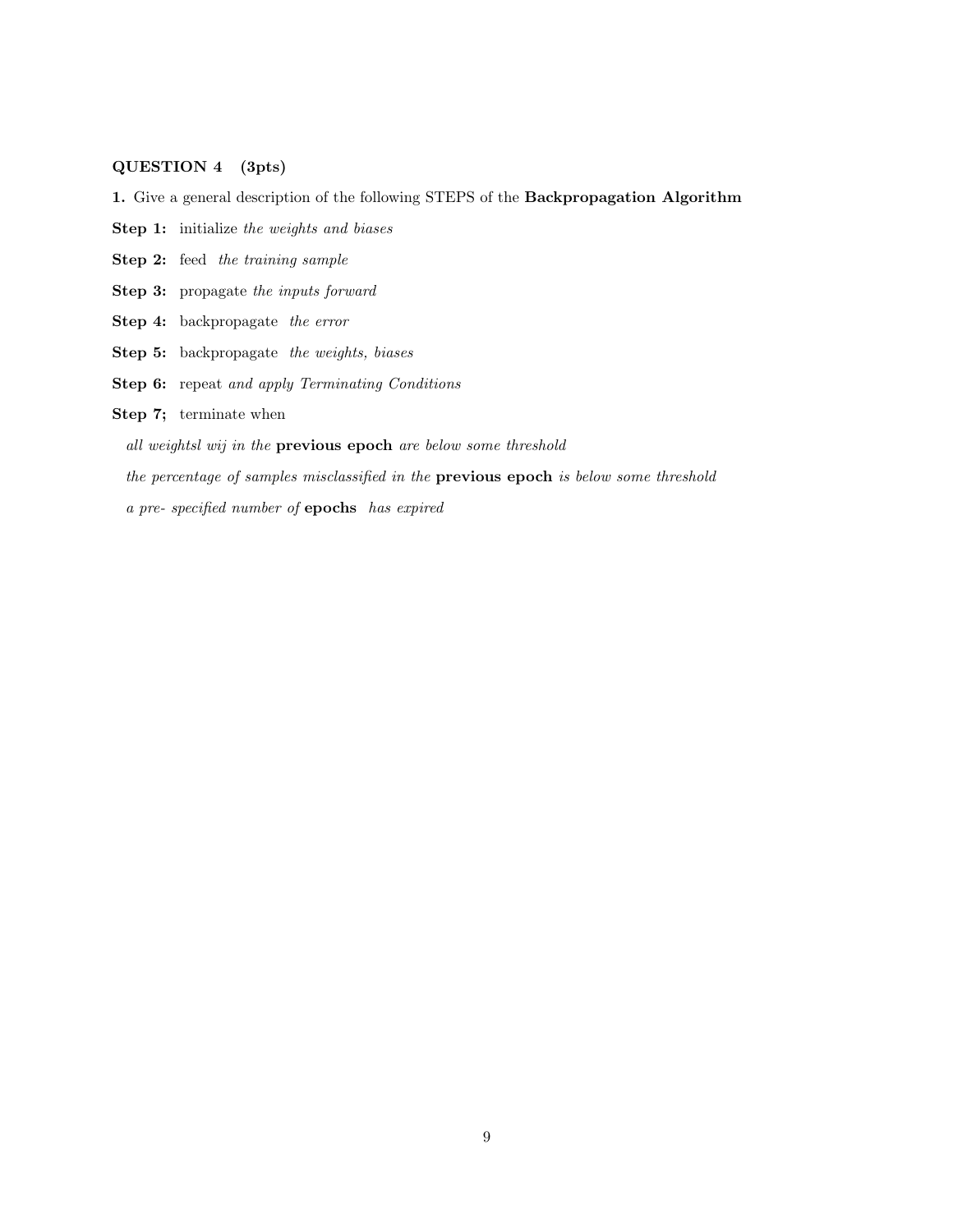**QUESTION 4 (3pts)**

**1.** Give a general description of the following STEPS of the **Backpropagation Algorithm**

**Step 1:** initialize *the weights and biases*

**Step 2:** feed *the training sample*

**Step 3:** propagate *the inputs forward*

**Step 4:** backpropagate *the error*

**Step 5:** backpropagate *the weights, biases*

**Step 6:** repeat *and apply Terminating Conditions*

**Step 7;** terminate when

*all weightsl wij in the* **previous epoch** *are below some threshold*

*the percentage of samples misclassified in the* **previous epoch** *is below some threshold*

*a pre- specified number of* **epochs** *has expired*